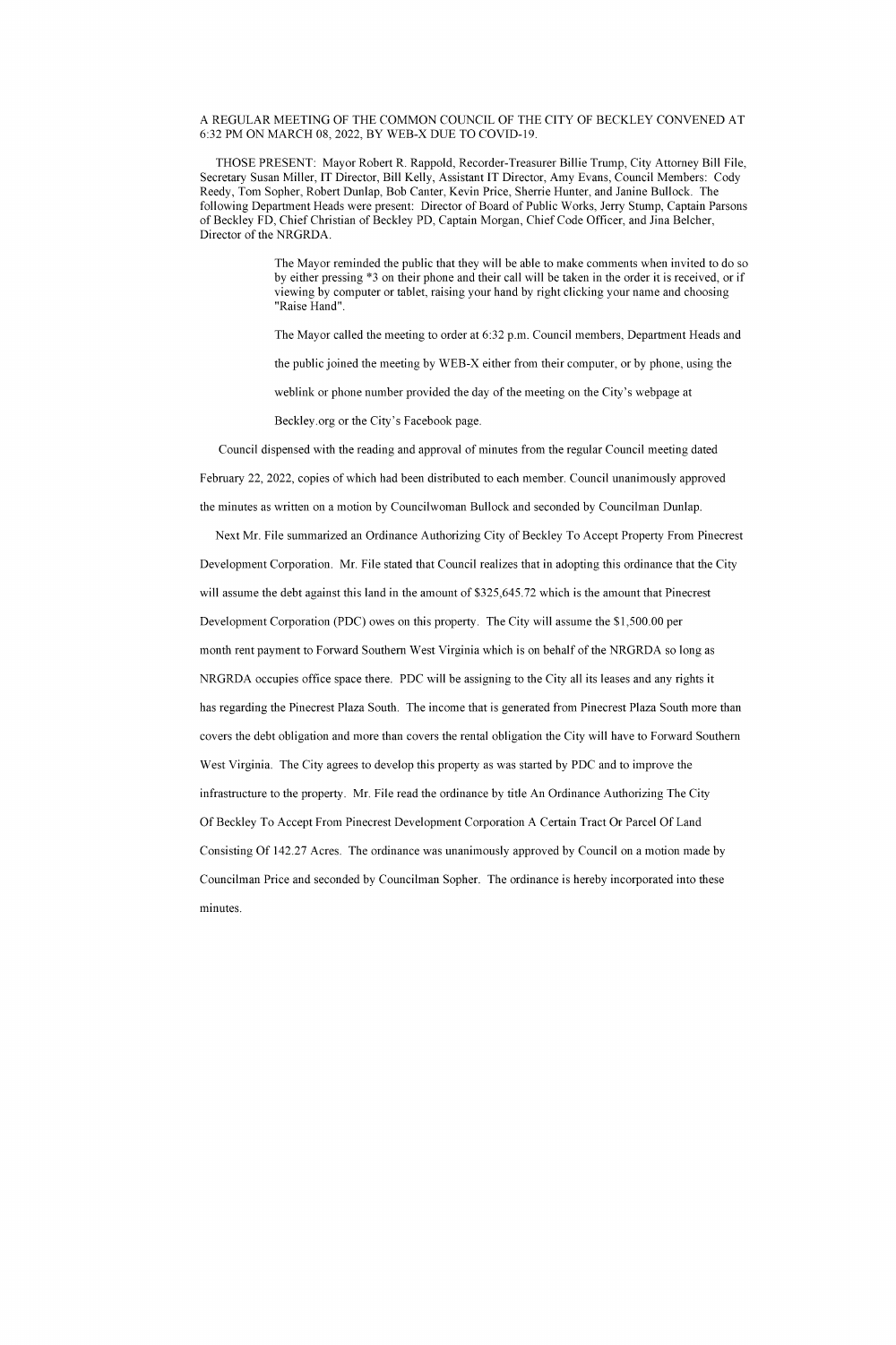A REGULAR MEETING OF THE COMMON COUNCIL OF THE CITY OF BECKLEY CONVENED AT 6:32 PM ON MARCH 08, 2022, BY WEB-X DUE TO COVID-19.

THOSE PRESENT: Mayor Robert R. Rappold, Recorder-Treasurer Billie Trump, City Attorney Bill File, Secretary Susan Miller, IT Director, Bill Kelly, Assistant IT Director, Amy Evans, Council Members: Cody Reedy, Tom Sopher, Robert Dunlap, Bob Canter, Kevin Price, Sherrie Hunter, and Janine Bullock. The following Department Heads were present: Director of Board of Public Works, Jerry Stump, Captain Parsons of Beckley FD, Chief Christian of Beckley PD, Captain Morgan, Chief Code Officer, and Jina Belcher, Director of the NRGRDA.

> The Mayor reminded the public that they will be able to make comments when invited to do so by either pressing *3 on their phone and their call will be taken in the order it is received, or if viewing by computer or tablet, raising your hand by right clicking your name and choosing "Raise Hand".
>
> The Mayor called the meeting to order at 6:32 p.m. Council members, Department Heads and the public joined the meeting by WEB-X either from their computer, or by phone, using the weblink or phone number provided the day of the meeting on the City's webpage at Beckley.org or the City's Facebook page.

Council dispensed with the reading and approval of minutes from the regular Council meeting dated February 22, 2022, copies of which had been distributed to each member. Council unanimously approved the minutes as written on a motion by Councilwoman Bullock and seconded by Councilman Dunlap.

Next Mr. File summarized an Ordinance Authorizing City of Beckley To Accept Property From Pinecrest Development Corporation. Mr. File stated that Council realizes that in adopting this ordinance that the City will assume the debt against this land in the amount of $325,645.72 which is the amount that Pinecrest Development Corporation (PDC) owes on this property. The City will assume the $1,500.00 per month rent payment to Forward Southern West Virginia which is on behalf of the NRGRDA so long as NRGRDA occupies office space there. PDC will be assigning to the City all its leases and any rights it has regarding the Pinecrest Plaza South. The income that is generated from Pinecrest Plaza South more than covers the debt obligation and more than covers the rental obligation the City will have to Forward Southern West Virginia. The City agrees to develop this property as was started by PDC and to improve the infrastructure to the property. Mr. File read the ordinance by title An Ordinance Authorizing The City Of Beckley To Accept From Pinecrest Development Corporation A Certain Tract Or Parcel Of Land Consisting Of 142.27 Acres. The ordinance was unanimously approved by Council on a motion made by Councilman Price and seconded by Councilman Sopher. The ordinance is hereby incorporated into these minutes.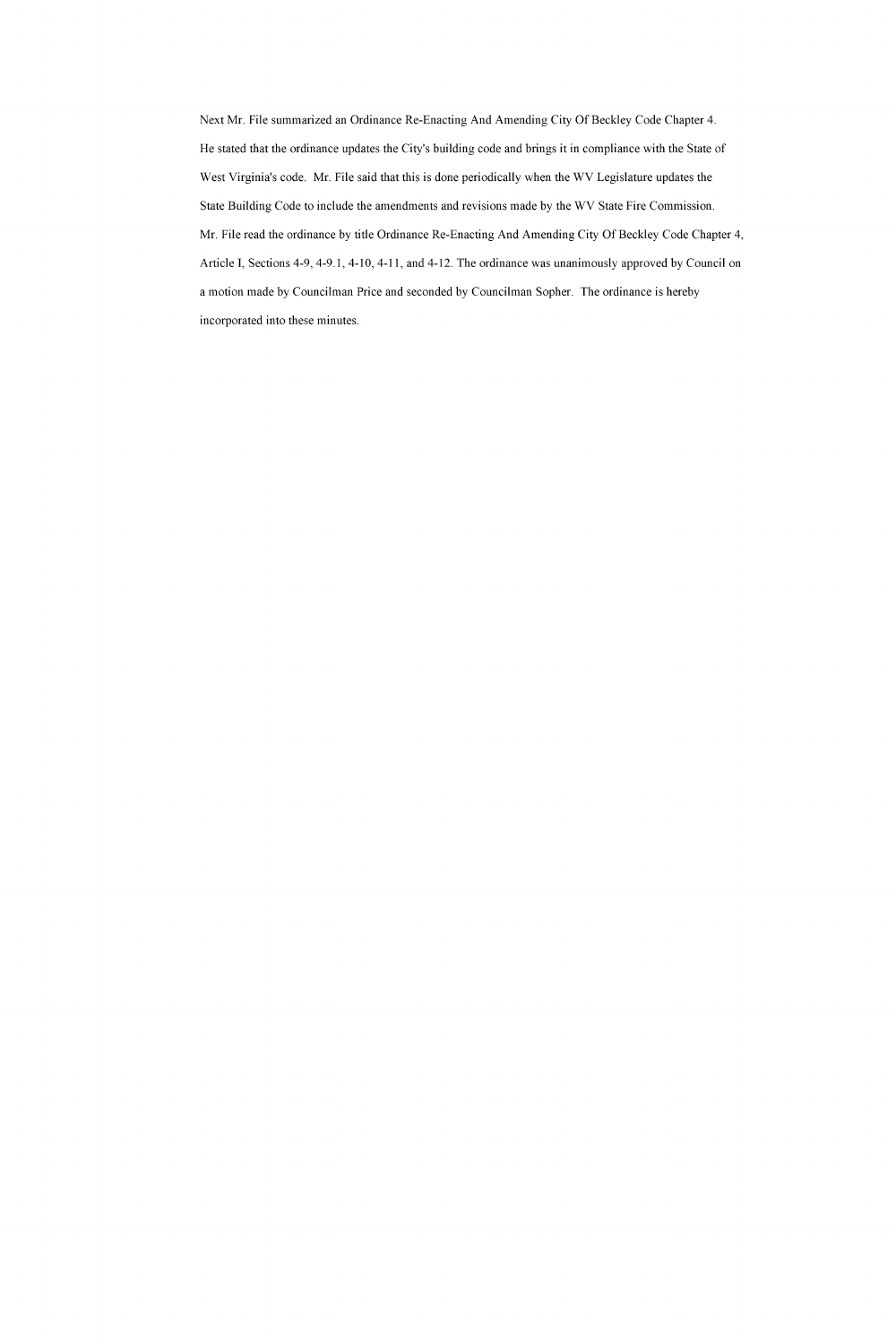Next Mr. File summarized an Ordinance Re-Enacting And Amending City Of Beckley Code Chapter 4. He stated that the ordinance updates the City's building code and brings it in compliance with the State of West Virginia's code. Mr. File said that this is done periodically when the WV Legislature updates the State Building Code to include the amendments and revisions made by the WV State Fire Commission. Mr. File read the ordinance by title Ordinance Re-Enacting And Amending City Of Beckley Code Chapter 4, Article I, Sections 4-9, 4-9.1, 4-10, 4-11, and 4-12. The ordinance was unanimously approved by Council on a motion made by Councilman Price and seconded by Councilman Sopher. The ordinance is hereby incorporated into these minutes.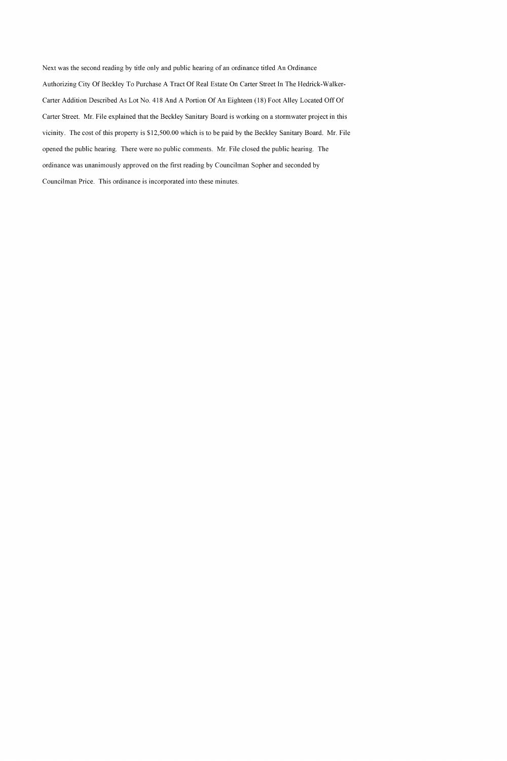Next was the second reading by title only and public hearing of an ordinance titled An Ordinance Authorizing City Of Beckley To Purchase A Tract Of Real Estate On Carter Street In The Hedrick-Walker-Carter Addition Described As Lot No. 418 And A Portion Of An Eighteen (18) Foot Alley Located Off Of Carter Street. Mr. File explained that the Beckley Sanitary Board is working on a stormwater project in this vicinity. The cost of this property is $12,500.00 which is to be paid by the Beckley Sanitary Board. Mr. File opened the public hearing. There were no public comments. Mr. File closed the public hearing. The ordinance was unanimously approved on the first reading by Councilman Sopher and seconded by Councilman Price. This ordinance is incorporated into these minutes.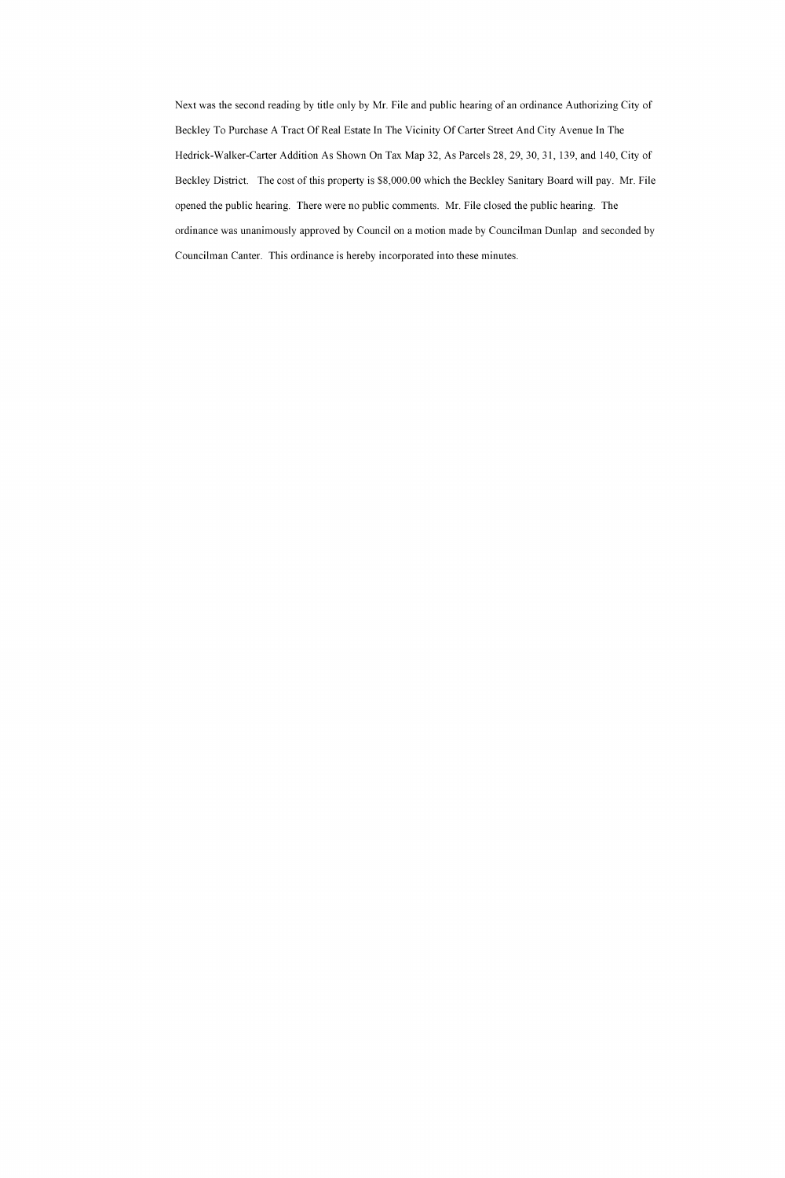Next was the second reading by title only by Mr. File and public hearing of an ordinance Authorizing City of Beckley To Purchase A Tract Of Real Estate In The Vicinity Of Carter Street And City Avenue In The Hedrick-Walker-Carter Addition As Shown On Tax Map 32, As Parcels 28, 29, 30, 31, 139, and 140, City of Beckley District. The cost of this property is $8,000.00 which the Beckley Sanitary Board will pay. Mr. File opened the public hearing. There were no public comments. Mr. File closed the public hearing. The ordinance was unanimously approved by Council on a motion made by Councilman Dunlap and seconded by Councilman Canter. This ordinance is hereby incorporated into these minutes.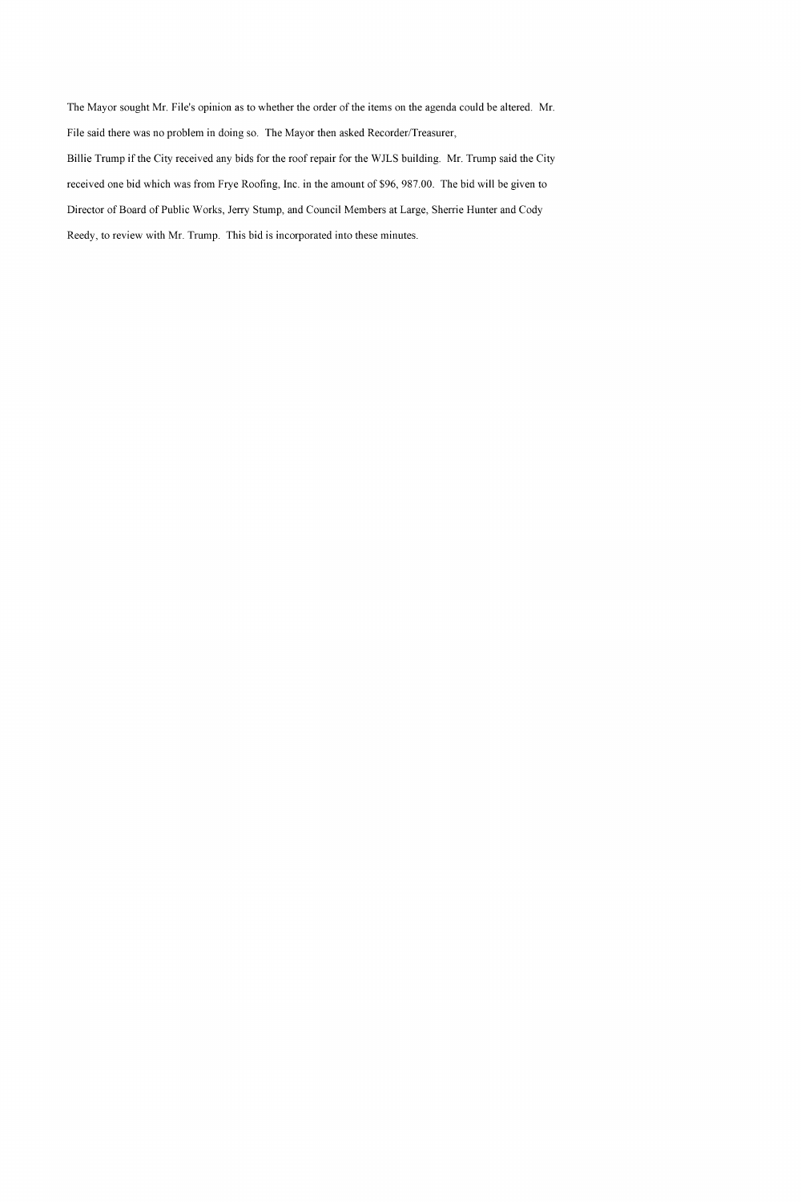The Mayor sought Mr. File's opinion as to whether the order of the items on the agenda could be altered. Mr. File said there was no problem in doing so. The Mayor then asked Recorder/Treasurer, Billie Trump if the City received any bids for the roof repair for the WJLS building. Mr. Trump said the City received one bid which was from Frye Roofing, Inc. in the amount of $96, 987.00. The bid will be given to Director of Board of Public Works, Jerry Stump, and Council Members at Large, Sherrie Hunter and Cody Reedy, to review with Mr. Trump. This bid is incorporated into these minutes.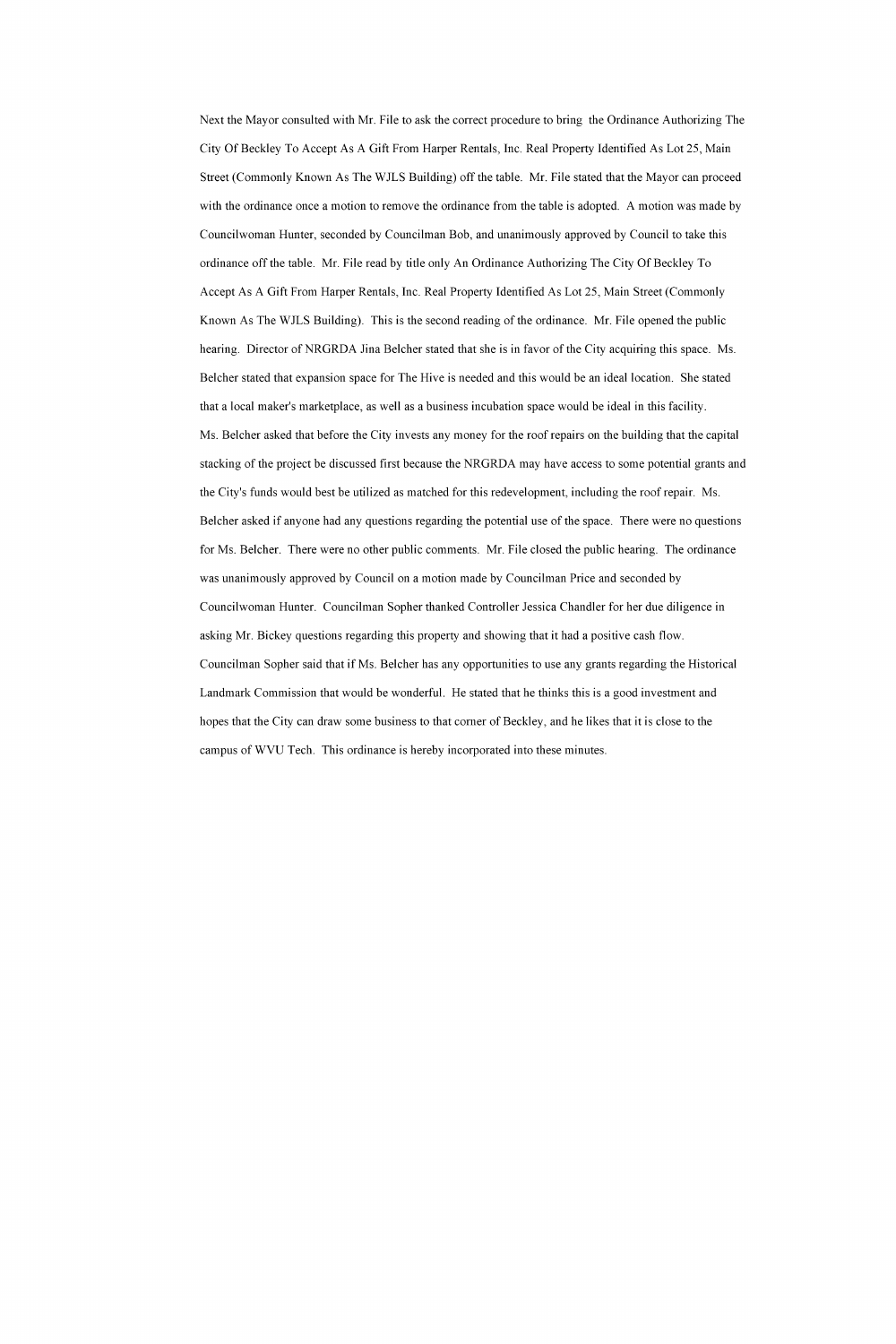Next the Mayor consulted with Mr. File to ask the correct procedure to bring the Ordinance Authorizing The City Of Beckley To Accept As A Gift From Harper Rentals, Inc. Real Property Identified As Lot 25, Main Street (Commonly Known As The WJLS Building) off the table. Mr. File stated that the Mayor can proceed with the ordinance once a motion to remove the ordinance from the table is adopted. A motion was made by Councilwoman Hunter, seconded by Councilman Bob, and unanimously approved by Council to take this ordinance off the table. Mr. File read by title only An Ordinance Authorizing The City Of Beckley To Accept As A Gift From Harper Rentals, Inc. Real Property Identified As Lot 25, Main Street (Commonly Known As The WJLS Building). This is the second reading of the ordinance. Mr. File opened the public hearing. Director of NRGRDA Jina Belcher stated that she is in favor of the City acquiring this space. Ms. Belcher stated that expansion space for The Hive is needed and this would be an ideal location. She stated that a local maker's marketplace, as well as a business incubation space would be ideal in this facility.

Ms. Belcher asked that before the City invests any money for the roof repairs on the building that the capital stacking of the project be discussed first because the NRGRDA may have access to some potential grants and the City's funds would best be utilized as matched for this redevelopment, including the roof repair. Ms. Belcher asked if anyone had any questions regarding the potential use of the space. There were no questions for Ms. Belcher. There were no other public comments. Mr. File closed the public hearing. The ordinance was unanimously approved by Council on a motion made by Councilman Price and seconded by Councilwoman Hunter. Councilman Sopher thanked Controller Jessica Chandler for her due diligence in asking Mr. Bickey questions regarding this property and showing that it had a positive cash flow. Councilman Sopher said that if Ms. Belcher has any opportunities to use any grants regarding the Historical Landmark Commission that would be wonderful. He stated that he thinks this is a good investment and hopes that the City can draw some business to that corner of Beckley, and he likes that it is close to the campus of WVU Tech. This ordinance is hereby incorporated into these minutes.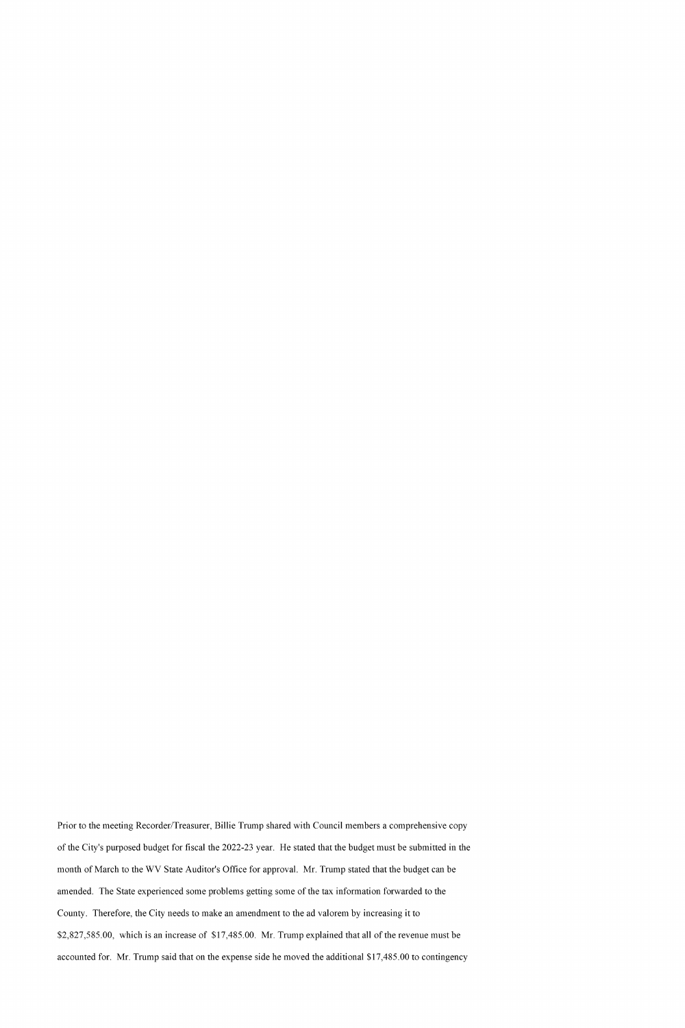Prior to the meeting Recorder/Treasurer, Billie Trump shared with Council members a comprehensive copy of the City's purposed budget for fiscal the 2022-23 year. He stated that the budget must be submitted in the month of March to the WV State Auditor's Office for approval. Mr. Trump stated that the budget can be amended. The State experienced some problems getting some of the tax information forwarded to the County. Therefore, the City needs to make an amendment to the ad valorem by increasing it to $2,827,585.00, which is an increase of $17,485.00. Mr. Trump explained that all of the revenue must be accounted for. Mr. Trump said that on the expense side he moved the additional $17,485.00 to contingency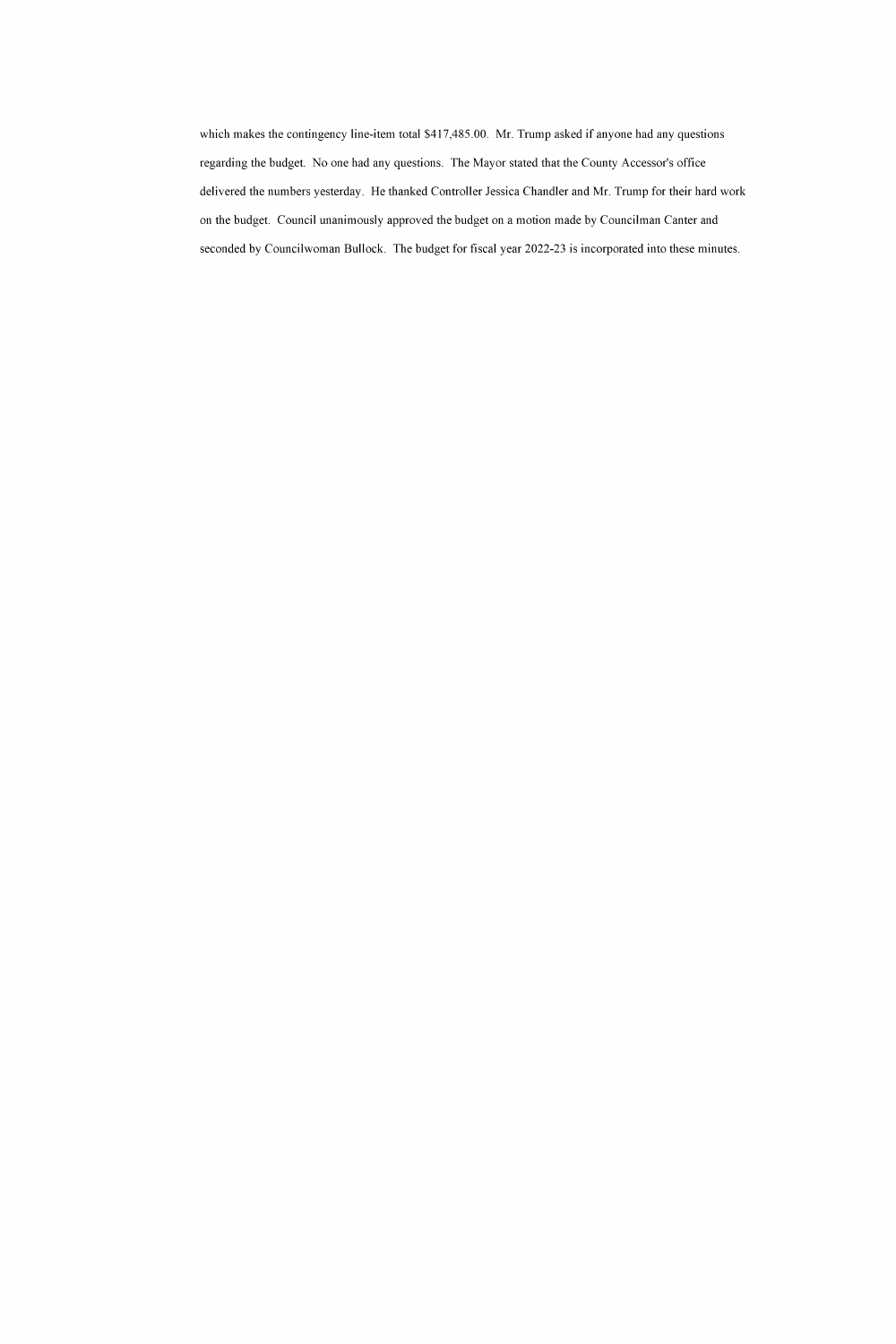which makes the contingency line-item total $417,485.00. Mr. Trump asked if anyone had any questions regarding the budget. No one had any questions. The Mayor stated that the County Accessor's office delivered the numbers yesterday. He thanked Controller Jessica Chandler and Mr. Trump for their hard work on the budget. Council unanimously approved the budget on a motion made by Councilman Canter and seconded by Councilwoman Bullock. The budget for fiscal year 2022-23 is incorporated into these minutes.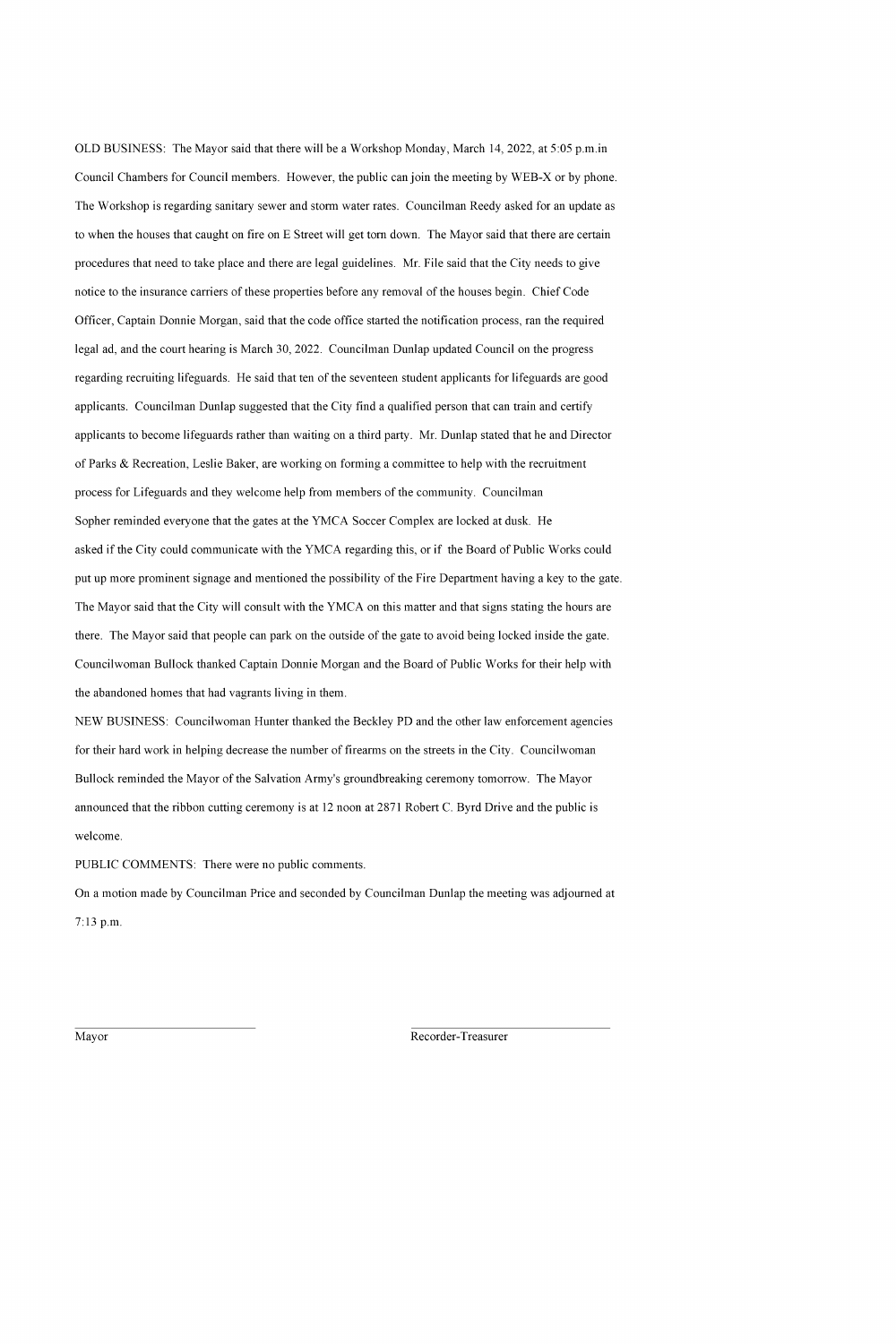OLD BUSINESS: The Mayor said that there will be a Workshop Monday, March 14, 2022, at 5:05 p.m.in Council Chambers for Council members. However, the public can join the meeting by WEB-X or by phone. The Workshop is regarding sanitary sewer and storm water rates. Councilman Reedy asked for an update as to when the houses that caught on fire on E Street will get torn down. The Mayor said that there are certain procedures that need to take place and there are legal guidelines. Mr. File said that the City needs to give notice to the insurance carriers of these properties before any removal of the houses begin. Chief Code Officer, Captain Donnie Morgan, said that the code office started the notification process, ran the required legal ad, and the court hearing is March 30, 2022. Councilman Dunlap updated Council on the progress regarding recruiting lifeguards. He said that ten of the seventeen student applicants for lifeguards are good applicants. Councilman Dunlap suggested that the City find a qualified person that can train and certify applicants to become lifeguards rather than waiting on a third party. Mr. Dunlap stated that he and Director of Parks & Recreation, Leslie Baker, are working on forming a committee to help with the recruitment process for Lifeguards and they welcome help from members of the community. Councilman Sopher reminded everyone that the gates at the YMCA Soccer Complex are locked at dusk. He asked if the City could communicate with the YMCA regarding this, or if the Board of Public Works could put up more prominent signage and mentioned the possibility of the Fire Department having a key to the gate. The Mayor said that the City will consult with the YMCA on this matter and that signs stating the hours are there. The Mayor said that people can park on the outside of the gate to avoid being locked inside the gate. Councilwoman Bullock thanked Captain Donnie Morgan and the Board of Public Works for their help with the abandoned homes that had vagrants living in them.

NEW BUSINESS: Councilwoman Hunter thanked the Beckley PD and the other law enforcement agencies for their hard work in helping decrease the number of firearms on the streets in the City. Councilwoman Bullock reminded the Mayor of the Salvation Army's groundbreaking ceremony tomorrow. The Mayor announced that the ribbon cutting ceremony is at 12 noon at 2871 Robert C. Byrd Drive and the public is welcome.

PUBLIC COMMENTS: There were no public comments.

On a motion made by Councilman Price and seconded by Councilman Dunlap the meeting was adjourned at 7:13 p.m.

\_\_\_\_\_\_\_\_\_\_\_\_\_\_\_\_\_\_\_\_\_\_\_\_\_\_\_\_
Mayor

\_\_\_\_\_\_\_\_\_\_\_\_\_\_\_\_\_\_\_\_\_\_\_\_\_\_\_\_
Recorder-Treasurer